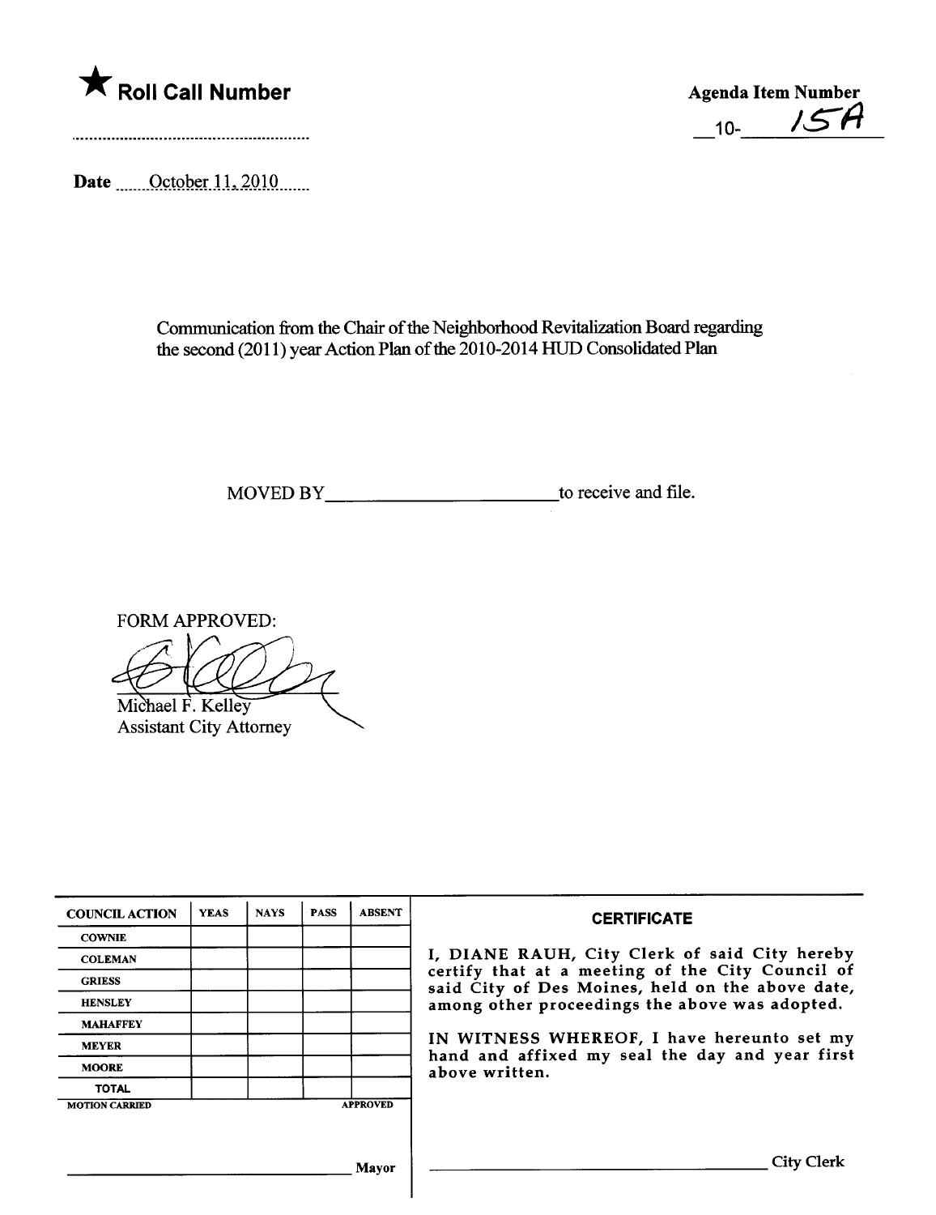★ **Roll Call Number**

........................................................

**Agenda Item Number**

10- 15A

**Date** October 11, 2010

Communication from the Chair of the Neighborhood Revitalization Board regarding the second (2011) year Action Plan of the 2010-2014 HUD Consolidated Plan

MOVED BY________________________to receive and file.

FORM APPROVED:

Michael F. Kelley
Assistant City Attorney

| COUNCIL ACTION | YEAS | NAYS | PASS | ABSENT |
|---|---|---|---|---|
| COWNIE | | | | |
| COLEMAN | | | | |
| GRIESS | | | | |
| HENSLEY | | | | |
| MAHAFFEY | | | | |
| MEYER | | | | |
| MOORE | | | | |
| TOTAL | | | | |
| MOTION CARRIED | | | | APPROVED |

________________________________ Mayor

**CERTIFICATE**

I, DIANE RAUH, City Clerk of said City hereby certify that at a meeting of the City Council of said City of Des Moines, held on the above date, among other proceedings the above was adopted.

IN WITNESS WHEREOF, I have hereunto set my hand and affixed my seal the day and year first above written.

________________________________ City Clerk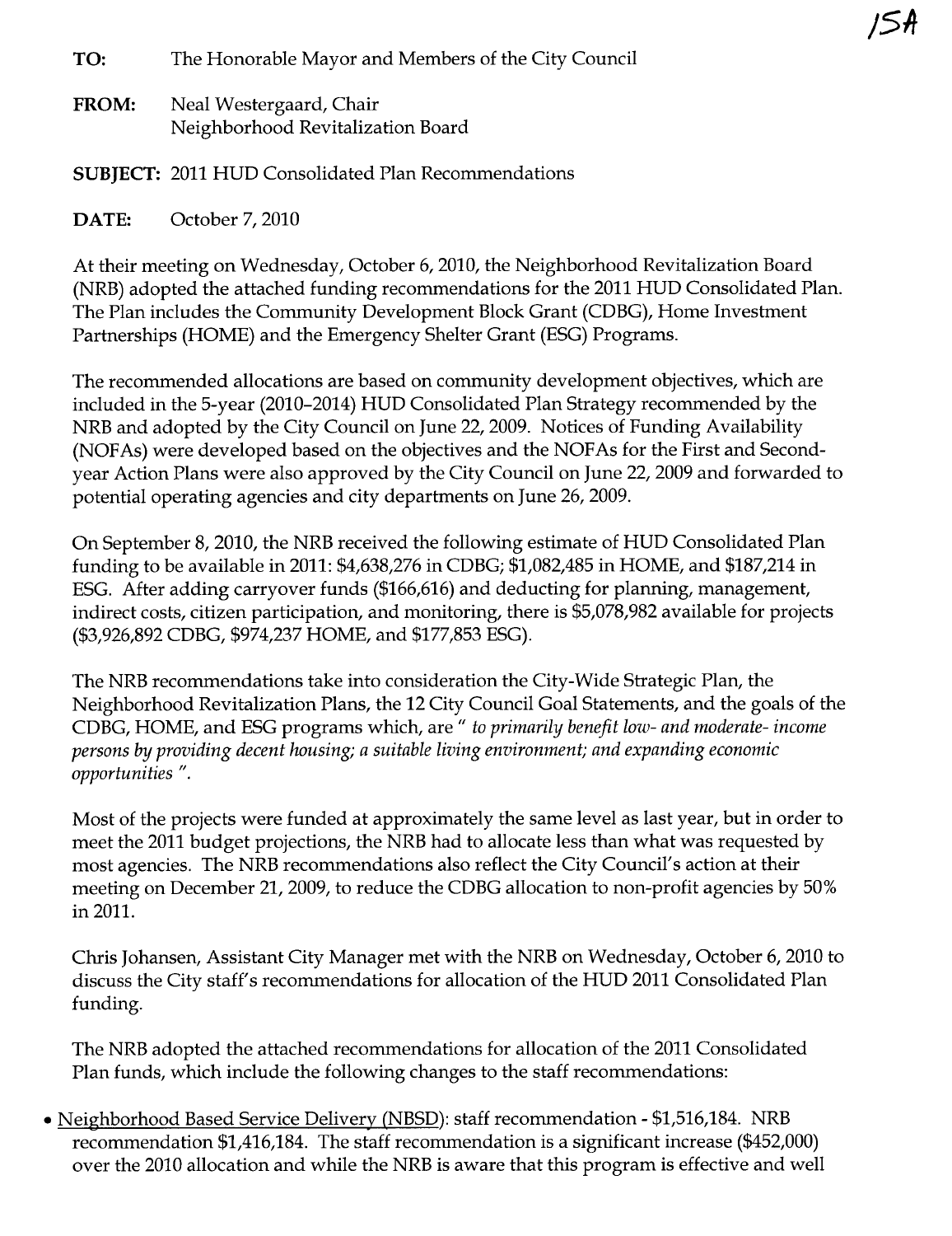**TO:** The Honorable Mayor and Members of the City Council

**FROM:** Neal Westergaard, Chair
Neighborhood Revitalization Board

**SUBJECT:** 2011 HUD Consolidated Plan Recommendations

**DATE:** October 7, 2010

At their meeting on Wednesday, October 6, 2010, the Neighborhood Revitalization Board (NRB) adopted the attached funding recommendations for the 2011 HUD Consolidated Plan. The Plan includes the Community Development Block Grant (CDBG), Home Investment Partnerships (HOME) and the Emergency Shelter Grant (ESG) Programs.

The recommended allocations are based on community development objectives, which are included in the 5-year (2010-2014) HUD Consolidated Plan Strategy recommended by the NRB and adopted by the City Council on June 22, 2009. Notices of Funding Availability (NOFAs) were developed based on the objectives and the NOFAs for the First and Second-year Action Plans were also approved by the City Council on June 22, 2009 and forwarded to potential operating agencies and city departments on June 26, 2009.

On September 8, 2010, the NRB received the following estimate of HUD Consolidated Plan funding to be available in 2011: $4,638,276 in CDBG; $1,082,485 in HOME, and $187,214 in ESG. After adding carryover funds ($166,616) and deducting for planning, management, indirect costs, citizen participation, and monitoring, there is $5,078,982 available for projects ($3,926,892 CDBG, $974,237 HOME, and $177,853 ESG).

The NRB recommendations take into consideration the City-Wide Strategic Plan, the Neighborhood Revitalization Plans, the 12 City Council Goal Statements, and the goals of the CDBG, HOME, and ESG programs which, are " *to primarily benefit low- and moderate- income persons by providing decent housing; a suitable living environment; and expanding economic opportunities* ".

Most of the projects were funded at approximately the same level as last year, but in order to meet the 2011 budget projections, the NRB had to allocate less than what was requested by most agencies. The NRB recommendations also reflect the City Council's action at their meeting on December 21, 2009, to reduce the CDBG allocation to non-profit agencies by 50% in 2011.

Chris Johansen, Assistant City Manager met with the NRB on Wednesday, October 6, 2010 to discuss the City staff's recommendations for allocation of the HUD 2011 Consolidated Plan funding.

The NRB adopted the attached recommendations for allocation of the 2011 Consolidated Plan funds, which include the following changes to the staff recommendations:

- Neighborhood Based Service Delivery (NBSD): staff recommendation - $1,516,184. NRB recommendation $1,416,184. The staff recommendation is a significant increase ($452,000) over the 2010 allocation and while the NRB is aware that this program is effective and well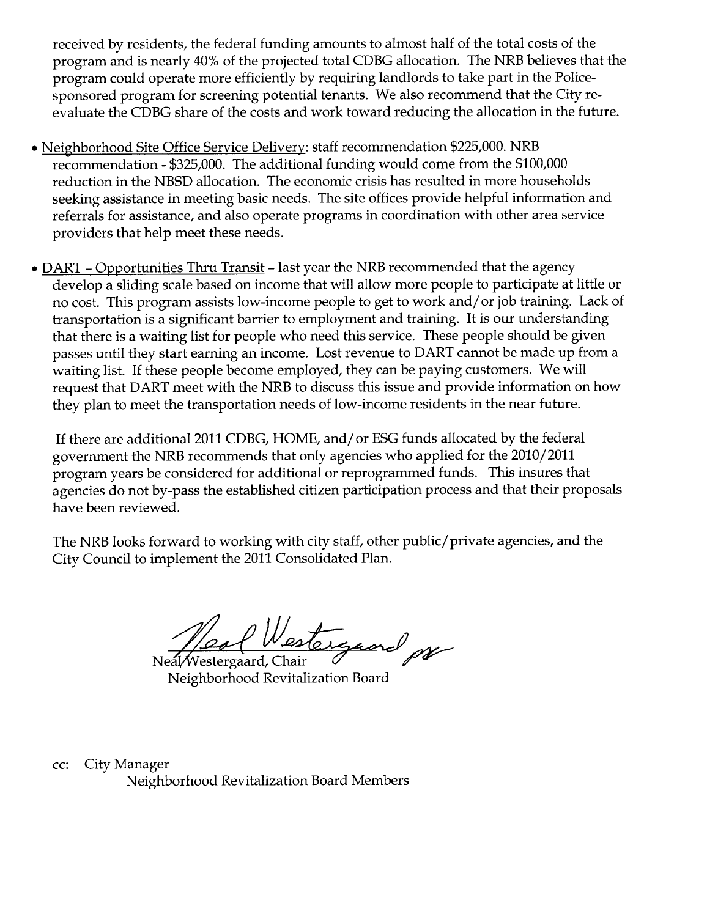received by residents, the federal funding amounts to almost half of the total costs of the program and is nearly 40% of the projected total CDBG allocation. The NRB believes that the program could operate more efficiently by requiring landlords to take part in the Police-sponsored program for screening potential tenants. We also recommend that the City re-evaluate the CDBG share of the costs and work toward reducing the allocation in the future.

- Neighborhood Site Office Service Delivery: staff recommendation $225,000. NRB recommendation - $325,000. The additional funding would come from the $100,000 reduction in the NBSD allocation. The economic crisis has resulted in more households seeking assistance in meeting basic needs. The site offices provide helpful information and referrals for assistance, and also operate programs in coordination with other area service providers that help meet these needs.

- DART - Opportunities Thru Transit - last year the NRB recommended that the agency develop a sliding scale based on income that will allow more people to participate at little or no cost. This program assists low-income people to get to work and/or job training. Lack of transportation is a significant barrier to employment and training. It is our understanding that there is a waiting list for people who need this service. These people should be given passes until they start earning an income. Lost revenue to DART cannot be made up from a waiting list. If these people become employed, they can be paying customers. We will request that DART meet with the NRB to discuss this issue and provide information on how they plan to meet the transportation needs of low-income residents in the near future.

If there are additional 2011 CDBG, HOME, and/or ESG funds allocated by the federal government the NRB recommends that only agencies who applied for the 2010/2011 program years be considered for additional or reprogrammed funds. This insures that agencies do not by-pass the established citizen participation process and that their proposals have been reviewed.

The NRB looks forward to working with city staff, other public/private agencies, and the City Council to implement the 2011 Consolidated Plan.

Neal Westergaard, Chair
Neighborhood Revitalization Board

cc: City Manager
Neighborhood Revitalization Board Members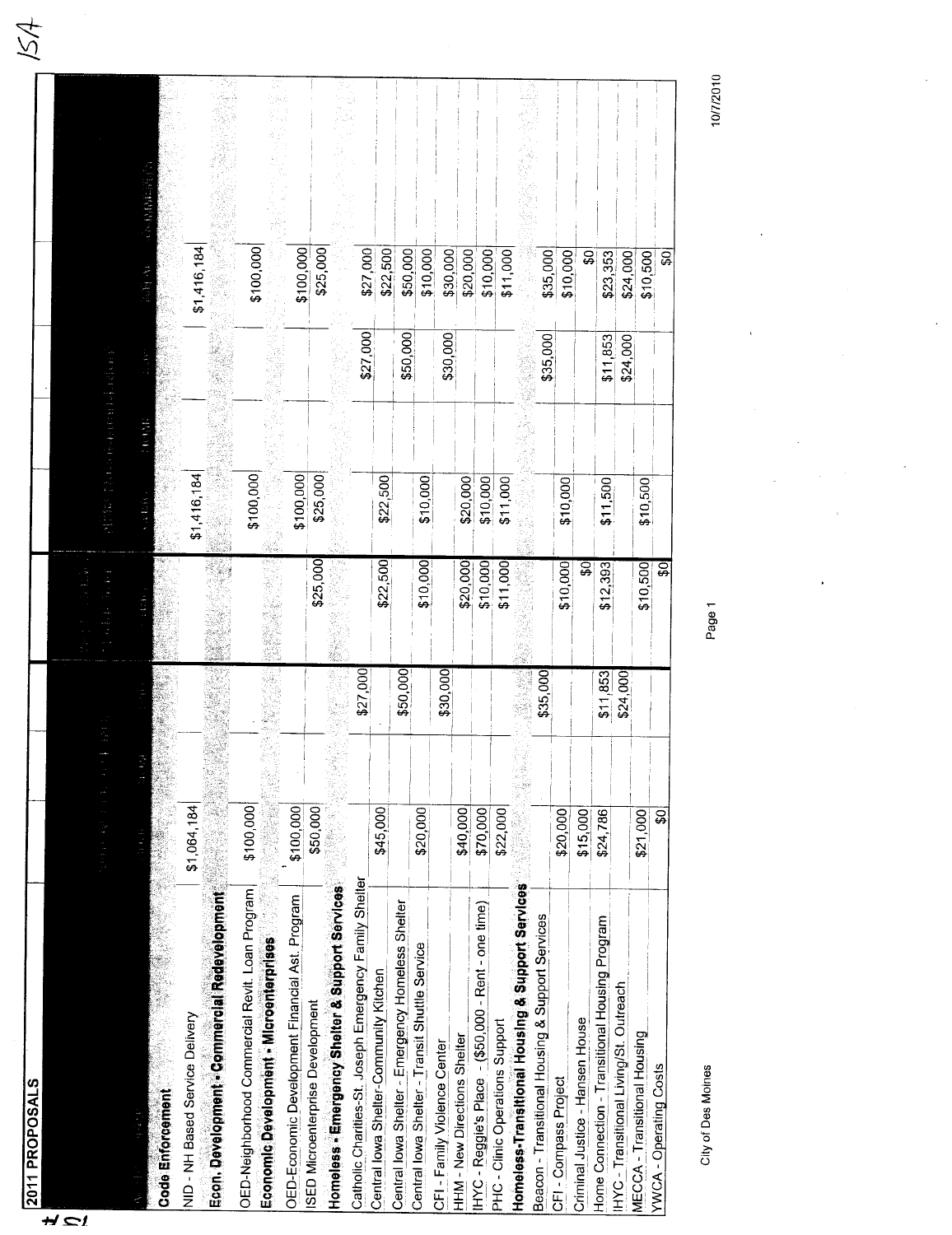## 2011 PROPOSALS

| Activity | Requested Amount | | | Public Service | Staff Recommendations | | | Total | Comments |
|---|---|---|---|---|---|---|---|---|---|
| | CDBG | HOME | ESG | CDBG | CDBG | HOME | ESG | | |
| **Code Enforcement** | | | | | | | | | |
| NID - NH Based Service Delivery | $1,064,184 | | | | $1,416,184 | | | $1,416,184 | |
| **Econ. Development - Commercial Redevelopment** | | | | | | | | | |
| OED-Neighborhood Commercial Revit. Loan Program | $100,000 | | | | $100,000 | | | $100,000 | |
| **Economic Development - Microenterprises** | | | | | | | | | |
| OED-Economic Development Financial Ast. Program | $100,000 | | | | $100,000 | | | $100,000 | |
| ISED Microenterprise Development | $50,000 | | | $25,000 | $25,000 | | | $25,000 | |
| **Homeless - Emergency Shelter & Support Services** | | | | | | | | | |
| Catholic Charities-St. Joseph Emergency Family Shelter | | | $27,000 | | | | $27,000 | $27,000 | |
| Central Iowa Shelter-Community Kitchen | $45,000 | | | $22,500 | $22,500 | | | $22,500 | |
| Central Iowa Shelter - Emergency Homeless Shelter | | | $50,000 | | | | $50,000 | $50,000 | |
| Central Iowa Shelter - Transit Shuttle Service | $20,000 | | | $10,000 | $10,000 | | | $10,000 | |
| CFI - Family Violence Center | | | $30,000 | | | | $30,000 | $30,000 | |
| HHM - New Directions Shelter | $40,000 | | | $20,000 | $20,000 | | | $20,000 | |
| IHYC - Reggie's Place - ($50,000 - Rent - one time) | $70,000 | | | $10,000 | $10,000 | | | $10,000 | |
| PHC - Clinic Operations Support | $22,000 | | | $11,000 | $11,000 | | | $11,000 | |
| **Homeless-Transitional Housing & Support Services** | | | | | | | | | |
| Beacon - Transitional Housing & Support Services | | | $35,000 | | | | $35,000 | $35,000 | |
| CFI - Compass Project | $20,000 | | | $10,000 | $10,000 | | | $10,000 | |
| Criminal Justice - Hansen House | $15,000 | | | $0 | | | | $0 | |
| Home Connection - Transitional Housing Program | $24,786 | | $11,853 | $12,393 | $11,500 | | $11,853 | $23,353 | |
| IHYC - Transitional Living/St. Outreach | | | $24,000 | | | | $24,000 | $24,000 | |
| MECCA - Transitional Housing | $21,000 | | | $10,500 | $10,500 | | | $10,500 | |
| YWCA - Operating Costs | $0 | | | $0 | | | | $0 | |

City of Des Moines

10/7/2010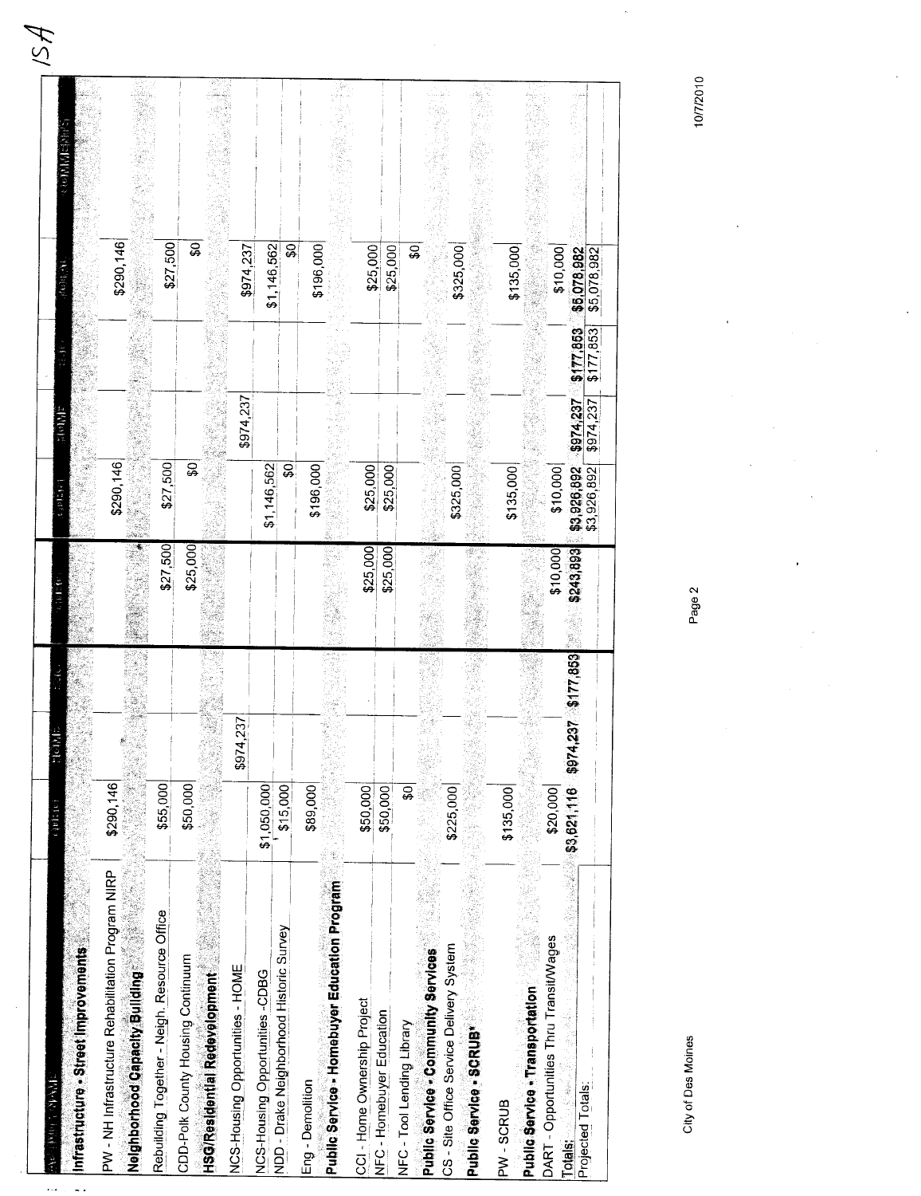| ACTIVITY NAME | CDBG | HOME | ESG | CHANGE | CDBG | HOME | ESG | TOTAL | COMMENTS |
|---|---|---|---|---|---|---|---|---|---|
| **Infrastructure - Street Improvements** | | | | | | | | | |
| PW - NH Infrastructure Rehabilitation Program NIRP | $290,146 | | | | $290,146 | | | $290,146 | |
| **Neighborhood Capacity Building** | | | | | | | | | |
| Rebuilding Together - Neigh. Resource Office | $55,000 | | | $27,500 | $27,500 | | | $27,500 | |
| CDD-Polk County Housing Continuum | $50,000 | | | $25,000 | $0 | | | $0 | |
| **HSG/Residential Redevelopment** | | | | | | | | | |
| NCS-Housing Opportunities - HOME | | $974,237 | | | | $974,237 | | $974,237 | |
| NCS-Housing Opportunities -CDBG | $1,050,000 | | | | $1,146,562 | | | $1,146,562 | |
| NDD - Drake Neighborhood Historic Survey | $15,000 | | | | $0 | | | $0 | |
| Eng - Demolition | $89,000 | | | | $196,000 | | | $196,000 | |
| **Public Service - Homebuyer Education Program** | | | | | | | | | |
| CCI - Home Ownership Project | $50,000 | | | $25,000 | $25,000 | | | $25,000 | |
| NFC - Homebuyer Education | $50,000 | | | $25,000 | $25,000 | | | $25,000 | |
| NFC - Tool Lending Library | $0 | | | | | | | $0 | |
| **Public Service - Community Services** | | | | | | | | | |
| CS - Site Office Service Delivery System | $225,000 | | | | $325,000 | | | $325,000 | |
| **Public Service - SCRUB*** | | | | | | | | | |
| PW - SCRUB | $135,000 | | | | $135,000 | | | $135,000 | |
| **Public Service - Transportation** | | | | | | | | | |
| DART - Opportunities Thru Transit/Wages | $20,000 | | | $10,000 | $10,000 | | | $10,000 | |
| **Totals:** | $3,621,116 | $974,237 | $177,853 | $243,893 | $3,926,892 | $974,237 | $177,853 | $5,078,982 | |
| Projected Totals: | | | | | $3,926,892 | $974,237 | $177,853 | $5,078,982 | |